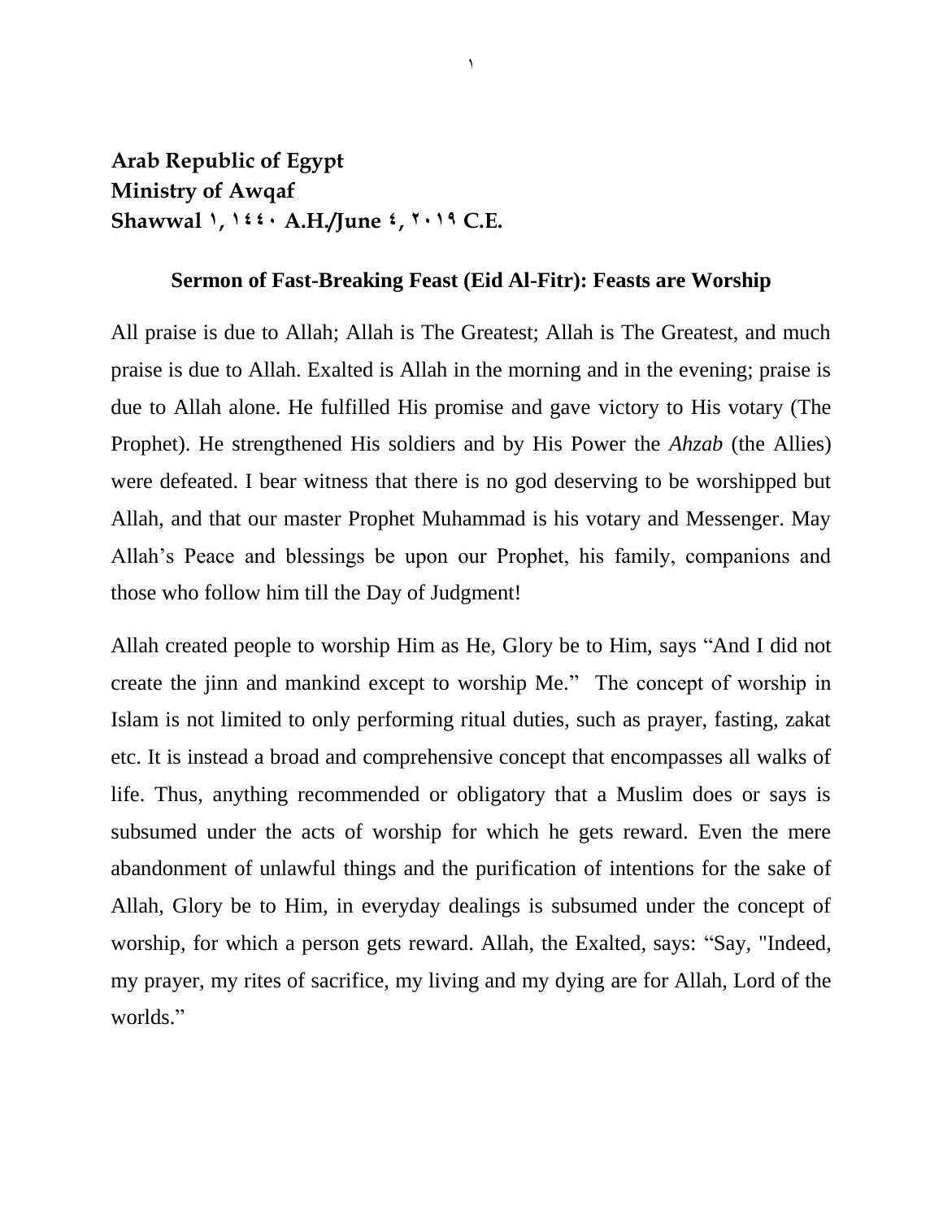**Arab Republic of Egypt**
**Ministry of Awqaf**
**Shawwal ١, ١٤٤٠ A.H./June ٤, ٢٠١٩ C.E.**

## Sermon of Fast-Breaking Feast (Eid Al-Fitr): Feasts are Worship

All praise is due to Allah; Allah is The Greatest; Allah is The Greatest, and much praise is due to Allah. Exalted is Allah in the morning and in the evening; praise is due to Allah alone. He fulfilled His promise and gave victory to His votary (The Prophet). He strengthened His soldiers and by His Power the *Ahzab* (the Allies) were defeated. I bear witness that there is no god deserving to be worshipped but Allah, and that our master Prophet Muhammad is his votary and Messenger. May Allah's Peace and blessings be upon our Prophet, his family, companions and those who follow him till the Day of Judgment!

Allah created people to worship Him as He, Glory be to Him, says "And I did not create the jinn and mankind except to worship Me." The concept of worship in Islam is not limited to only performing ritual duties, such as prayer, fasting, zakat etc. It is instead a broad and comprehensive concept that encompasses all walks of life. Thus, anything recommended or obligatory that a Muslim does or says is subsumed under the acts of worship for which he gets reward. Even the mere abandonment of unlawful things and the purification of intentions for the sake of Allah, Glory be to Him, in everyday dealings is subsumed under the concept of worship, for which a person gets reward. Allah, the Exalted, says: "Say, "Indeed, my prayer, my rites of sacrifice, my living and my dying are for Allah, Lord of the worlds."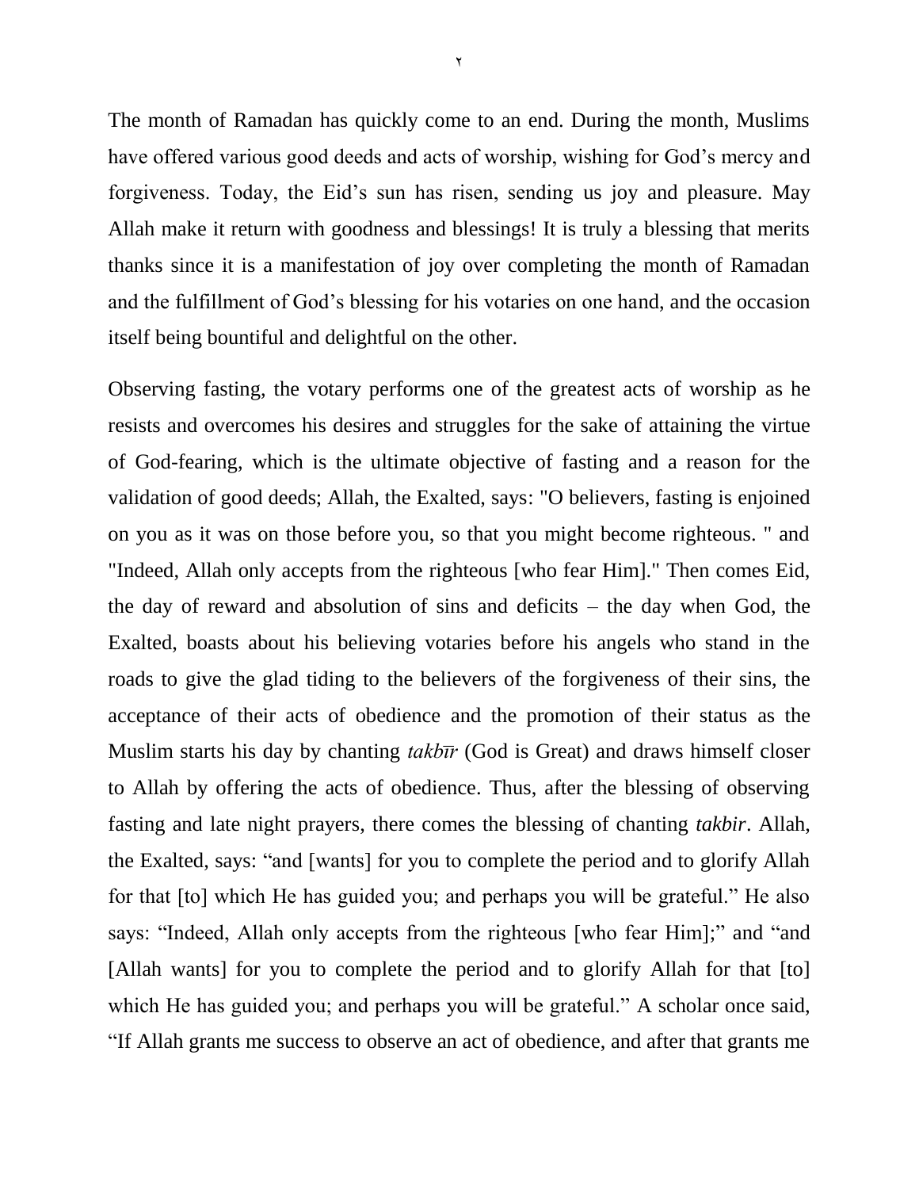The month of Ramadan has quickly come to an end. During the month, Muslims have offered various good deeds and acts of worship, wishing for God's mercy and forgiveness. Today, the Eid's sun has risen, sending us joy and pleasure. May Allah make it return with goodness and blessings! It is truly a blessing that merits thanks since it is a manifestation of joy over completing the month of Ramadan and the fulfillment of God's blessing for his votaries on one hand, and the occasion itself being bountiful and delightful on the other.

Observing fasting, the votary performs one of the greatest acts of worship as he resists and overcomes his desires and struggles for the sake of attaining the virtue of God-fearing, which is the ultimate objective of fasting and a reason for the validation of good deeds; Allah, the Exalted, says: "O believers, fasting is enjoined on you as it was on those before you, so that you might become righteous. " and "Indeed, Allah only accepts from the righteous [who fear Him]." Then comes Eid, the day of reward and absolution of sins and deficits – the day when God, the Exalted, boasts about his believing votaries before his angels who stand in the roads to give the glad tiding to the believers of the forgiveness of their sins, the acceptance of their acts of obedience and the promotion of their status as the Muslim starts his day by chanting *takbīr* (God is Great) and draws himself closer to Allah by offering the acts of obedience. Thus, after the blessing of observing fasting and late night prayers, there comes the blessing of chanting *takbir*. Allah, the Exalted, says: "and [wants] for you to complete the period and to glorify Allah for that [to] which He has guided you; and perhaps you will be grateful." He also says: "Indeed, Allah only accepts from the righteous [who fear Him];" and "and [Allah wants] for you to complete the period and to glorify Allah for that [to] which He has guided you; and perhaps you will be grateful." A scholar once said, "If Allah grants me success to observe an act of obedience, and after that grants me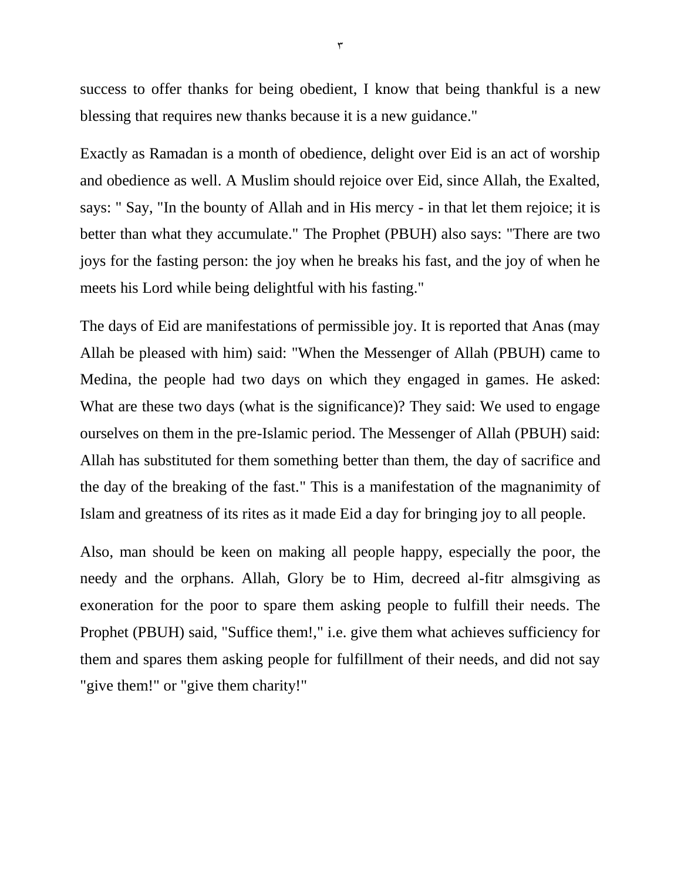success to offer thanks for being obedient, I know that being thankful is a new blessing that requires new thanks because it is a new guidance."

Exactly as Ramadan is a month of obedience, delight over Eid is an act of worship and obedience as well. A Muslim should rejoice over Eid, since Allah, the Exalted, says: " Say, "In the bounty of Allah and in His mercy - in that let them rejoice; it is better than what they accumulate." The Prophet (PBUH) also says: "There are two joys for the fasting person: the joy when he breaks his fast, and the joy of when he meets his Lord while being delightful with his fasting."

The days of Eid are manifestations of permissible joy. It is reported that Anas (may Allah be pleased with him) said: "When the Messenger of Allah (PBUH) came to Medina, the people had two days on which they engaged in games. He asked: What are these two days (what is the significance)? They said: We used to engage ourselves on them in the pre-Islamic period. The Messenger of Allah (PBUH) said: Allah has substituted for them something better than them, the day of sacrifice and the day of the breaking of the fast." This is a manifestation of the magnanimity of Islam and greatness of its rites as it made Eid a day for bringing joy to all people.

Also, man should be keen on making all people happy, especially the poor, the needy and the orphans. Allah, Glory be to Him, decreed al-fitr almsgiving as exoneration for the poor to spare them asking people to fulfill their needs. The Prophet (PBUH) said, "Suffice them!," i.e. give them what achieves sufficiency for them and spares them asking people for fulfillment of their needs, and did not say "give them!" or "give them charity!"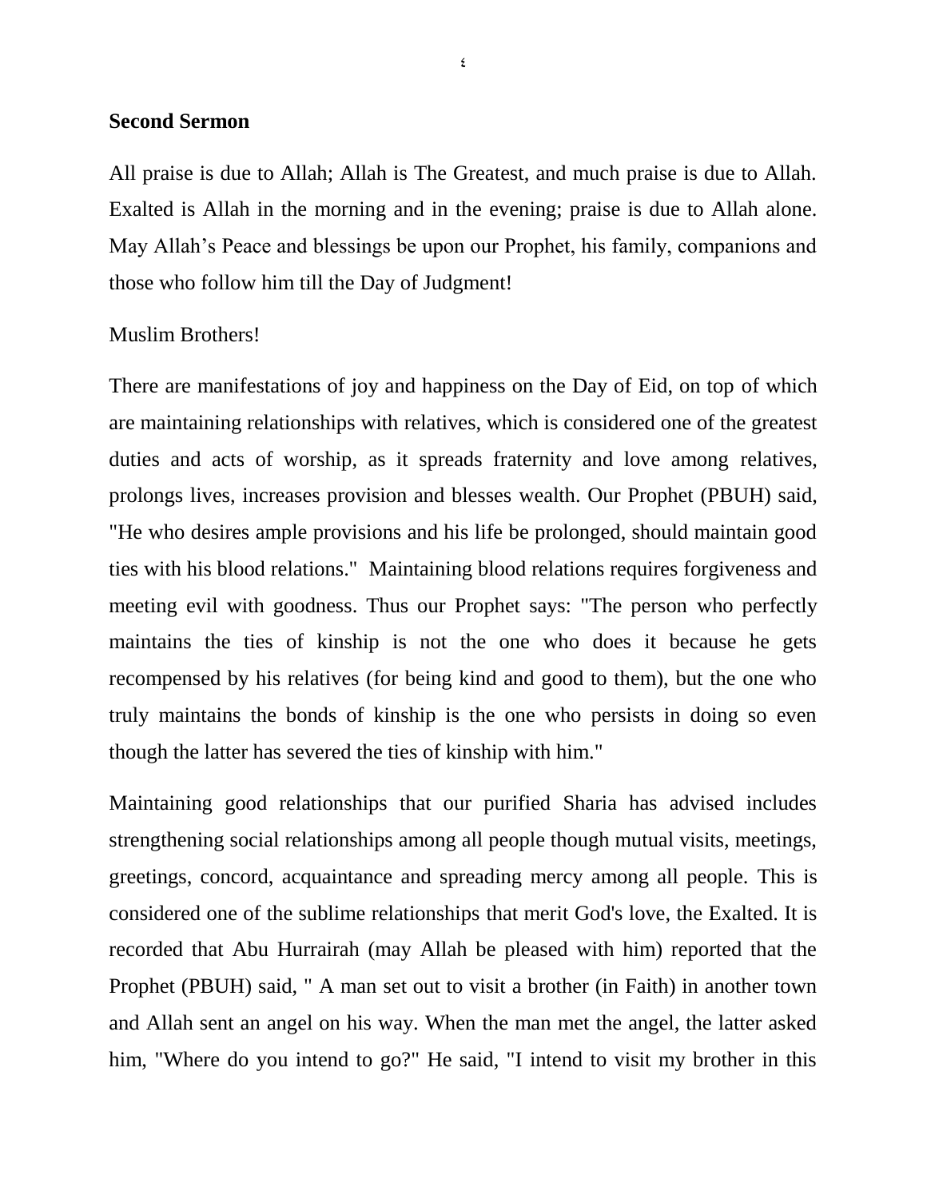**Second Sermon**

All praise is due to Allah; Allah is The Greatest, and much praise is due to Allah. Exalted is Allah in the morning and in the evening; praise is due to Allah alone. May Allah's Peace and blessings be upon our Prophet, his family, companions and those who follow him till the Day of Judgment!

Muslim Brothers!

There are manifestations of joy and happiness on the Day of Eid, on top of which are maintaining relationships with relatives, which is considered one of the greatest duties and acts of worship, as it spreads fraternity and love among relatives, prolongs lives, increases provision and blesses wealth. Our Prophet (PBUH) said, "He who desires ample provisions and his life be prolonged, should maintain good ties with his blood relations."  Maintaining blood relations requires forgiveness and meeting evil with goodness. Thus our Prophet says: "The person who perfectly maintains the ties of kinship is not the one who does it because he gets recompensed by his relatives (for being kind and good to them), but the one who truly maintains the bonds of kinship is the one who persists in doing so even though the latter has severed the ties of kinship with him."

Maintaining good relationships that our purified Sharia has advised includes strengthening social relationships among all people though mutual visits, meetings, greetings, concord, acquaintance and spreading mercy among all people. This is considered one of the sublime relationships that merit God's love, the Exalted. It is recorded that Abu Hurrairah (may Allah be pleased with him) reported that the Prophet (PBUH) said, " A man set out to visit a brother (in Faith) in another town and Allah sent an angel on his way. When the man met the angel, the latter asked him, "Where do you intend to go?" He said, "I intend to visit my brother in this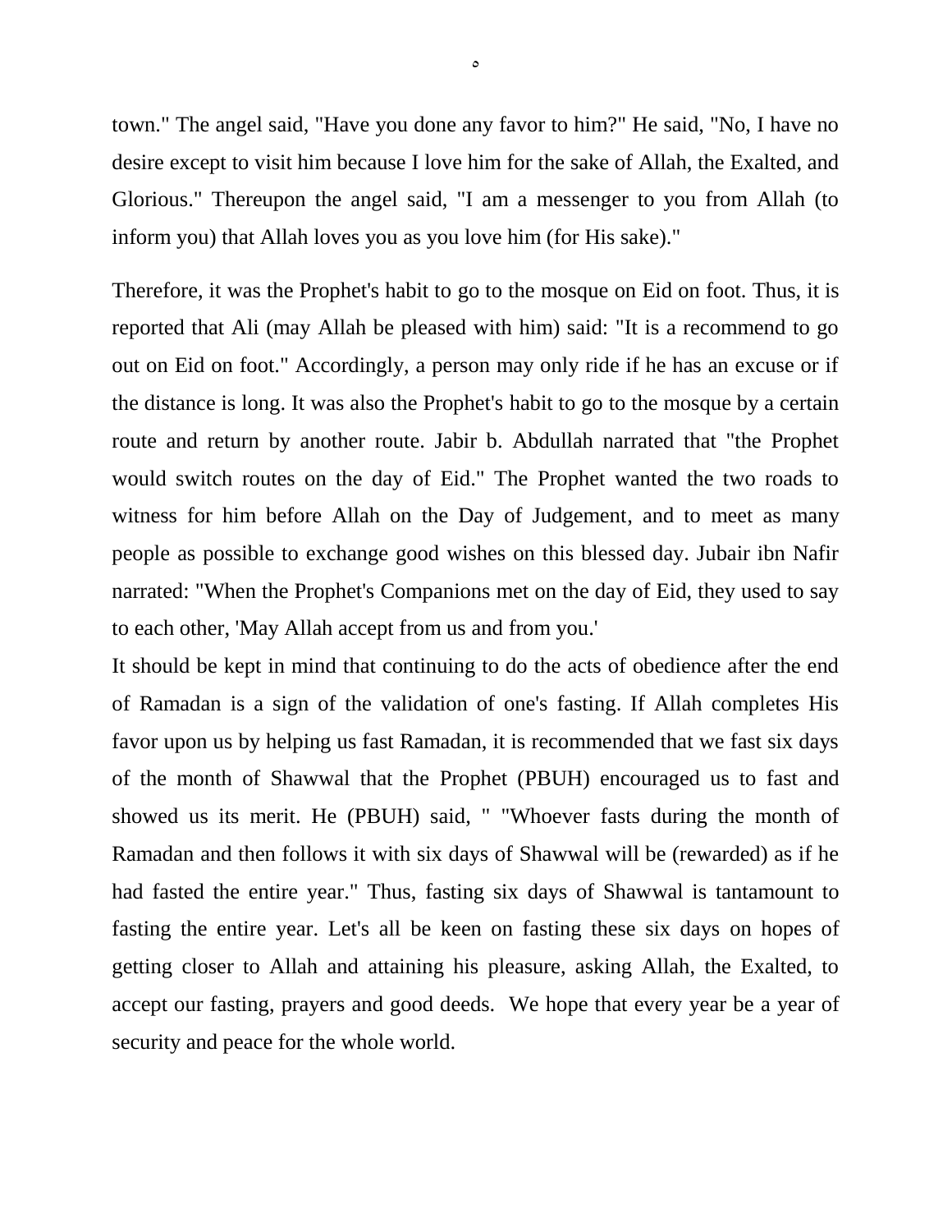town." The angel said, "Have you done any favor to him?" He said, "No, I have no desire except to visit him because I love him for the sake of Allah, the Exalted, and Glorious." Thereupon the angel said, "I am a messenger to you from Allah (to inform you) that Allah loves you as you love him (for His sake)."

Therefore, it was the Prophet's habit to go to the mosque on Eid on foot. Thus, it is reported that Ali (may Allah be pleased with him) said: "It is a recommend to go out on Eid on foot." Accordingly, a person may only ride if he has an excuse or if the distance is long. It was also the Prophet's habit to go to the mosque by a certain route and return by another route. Jabir b. Abdullah narrated that "the Prophet would switch routes on the day of Eid." The Prophet wanted the two roads to witness for him before Allah on the Day of Judgement, and to meet as many people as possible to exchange good wishes on this blessed day. Jubair ibn Nafir narrated: "When the Prophet's Companions met on the day of Eid, they used to say to each other, 'May Allah accept from us and from you.'

It should be kept in mind that continuing to do the acts of obedience after the end of Ramadan is a sign of the validation of one's fasting. If Allah completes His favor upon us by helping us fast Ramadan, it is recommended that we fast six days of the month of Shawwal that the Prophet (PBUH) encouraged us to fast and showed us its merit. He (PBUH) said, " "Whoever fasts during the month of Ramadan and then follows it with six days of Shawwal will be (rewarded) as if he had fasted the entire year." Thus, fasting six days of Shawwal is tantamount to fasting the entire year. Let's all be keen on fasting these six days on hopes of getting closer to Allah and attaining his pleasure, asking Allah, the Exalted, to accept our fasting, prayers and good deeds. We hope that every year be a year of security and peace for the whole world.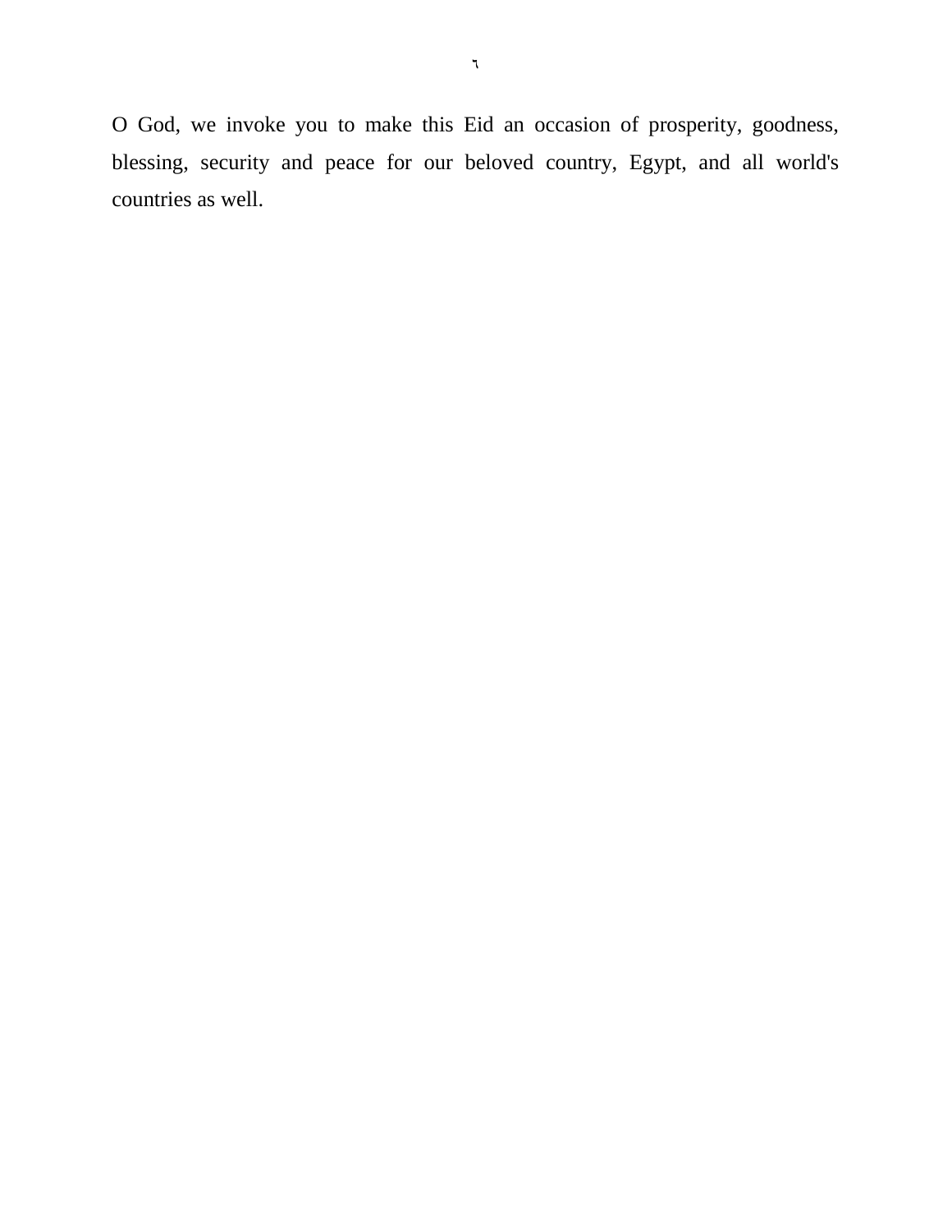O God, we invoke you to make this Eid an occasion of prosperity, goodness, blessing, security and peace for our beloved country, Egypt, and all world's countries as well.